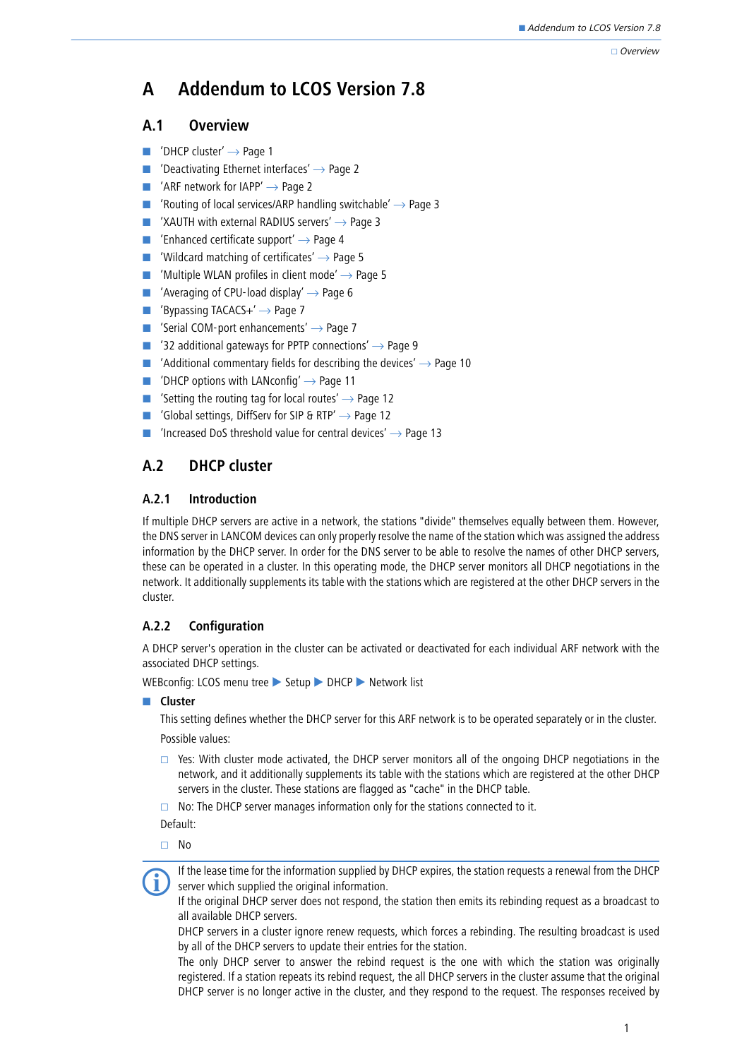# A Addendum to LCOS Version 7.8

## A.1 Overview

- 'DHCP cluster' → Page 1
- 'Deactivating Ethernet interfaces' → Page 2
- 'ARF network for IAPP' → Page 2
- 'Routing of local services/ARP handling switchable' → Page 3
- 'XAUTH with external RADIUS servers' → Page 3
- 'Enhanced certificate support' → Page 4
- 'Wildcard matching of certificates' → Page 5
- 'Multiple WLAN profiles in client mode' → Page 5
- 'Averaging of CPU-load display' → Page 6
- 'Bypassing TACACS+' → Page 7
- 'Serial COM-port enhancements' → Page 7
- '32 additional gateways for PPTP connections' → Page 9
- 'Additional commentary fields for describing the devices' → Page 10
- 'DHCP options with LANconfig' → Page 11
- 'Setting the routing tag for local routes' → Page 12
- 'Global settings, DiffServ for SIP & RTP' → Page 12
- 'Increased DoS threshold value for central devices' → Page 13

## A.2 DHCP cluster

### A.2.1 Introduction

If multiple DHCP servers are active in a network, the stations "divide" themselves equally between them. However, the DNS server in LANCOM devices can only properly resolve the name of the station which was assigned the address information by the DHCP server. In order for the DNS server to be able to resolve the names of other DHCP servers, these can be operated in a cluster. In this operating mode, the DHCP server monitors all DHCP negotiations in the network. It additionally supplements its table with the stations which are registered at the other DHCP servers in the cluster.

### A.2.2 Configuration

A DHCP server's operation in the cluster can be activated or deactivated for each individual ARF network with the associated DHCP settings.

WEBconfig: LCOS menu tree ▶ Setup ▶ DHCP ▶ Network list

- **Cluster**

  This setting defines whether the DHCP server for this ARF network is to be operated separately or in the cluster.

  Possible values:

  - Yes: With cluster mode activated, the DHCP server monitors all of the ongoing DHCP negotiations in the network, and it additionally supplements its table with the stations which are registered at the other DHCP servers in the cluster. These stations are flagged as "cache" in the DHCP table.
  - No: The DHCP server manages information only for the stations connected to it.

  Default:

  - No

If the lease time for the information supplied by DHCP expires, the station requests a renewal from the DHCP server which supplied the original information.
If the original DHCP server does not respond, the station then emits its rebinding request as a broadcast to all available DHCP servers.
DHCP servers in a cluster ignore renew requests, which forces a rebinding. The resulting broadcast is used by all of the DHCP servers to update their entries for the station.
The only DHCP server to answer the rebind request is the one with which the station was originally registered. If a station repeats its rebind request, the all DHCP servers in the cluster assume that the original DHCP server is no longer active in the cluster, and they respond to the request. The responses received by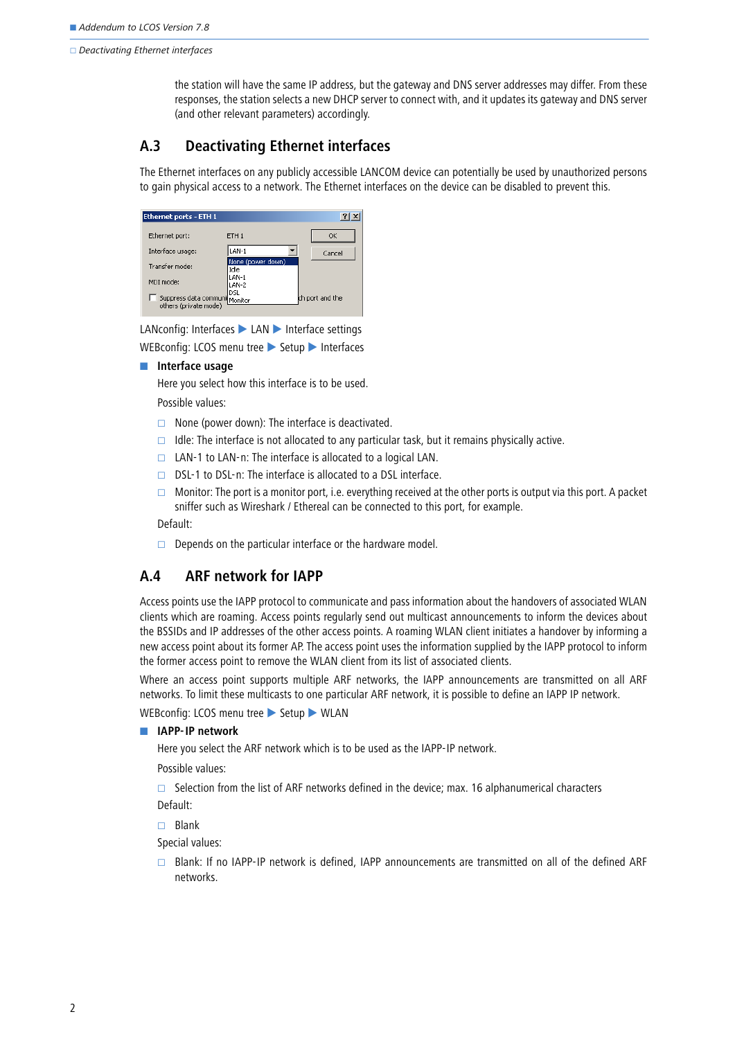the station will have the same IP address, but the gateway and DNS server addresses may differ. From these responses, the station selects a new DHCP server to connect with, and it updates its gateway and DNS server (and other relevant parameters) accordingly.

## A.3 Deactivating Ethernet interfaces

The Ethernet interfaces on any publicly accessible LANCOM device can potentially be used by unauthorized persons to gain physical access to a network. The Ethernet interfaces on the device can be disabled to prevent this.

LANconfig: Interfaces ▶ LAN ▶ Interface settings

WEBconfig: LCOS menu tree ▶ Setup ▶ Interfaces

- **Interface usage**

  Here you select how this interface is to be used.

  Possible values:

  - None (power down): The interface is deactivated.
  - Idle: The interface is not allocated to any particular task, but it remains physically active.
  - LAN-1 to LAN-n: The interface is allocated to a logical LAN.
  - DSL-1 to DSL-n: The interface is allocated to a DSL interface.
  - Monitor: The port is a monitor port, i.e. everything received at the other ports is output via this port. A packet sniffer such as Wireshark / Ethereal can be connected to this port, for example.

  Default:

  - Depends on the particular interface or the hardware model.

## A.4 ARF network for IAPP

Access points use the IAPP protocol to communicate and pass information about the handovers of associated WLAN clients which are roaming. Access points regularly send out multicast announcements to inform the devices about the BSSIDs and IP addresses of the other access points. A roaming WLAN client initiates a handover by informing a new access point about its former AP. The access point uses the information supplied by the IAPP protocol to inform the former access point to remove the WLAN client from its list of associated clients.

Where an access point supports multiple ARF networks, the IAPP announcements are transmitted on all ARF networks. To limit these multicasts to one particular ARF network, it is possible to define an IAPP IP network.

WEBconfig: LCOS menu tree ▶ Setup ▶ WLAN

- **IAPP-IP network**

  Here you select the ARF network which is to be used as the IAPP-IP network.

  Possible values:

  - Selection from the list of ARF networks defined in the device; max. 16 alphanumerical characters

  Default:

  - Blank

  Special values:

  - Blank: If no IAPP-IP network is defined, IAPP announcements are transmitted on all of the defined ARF networks.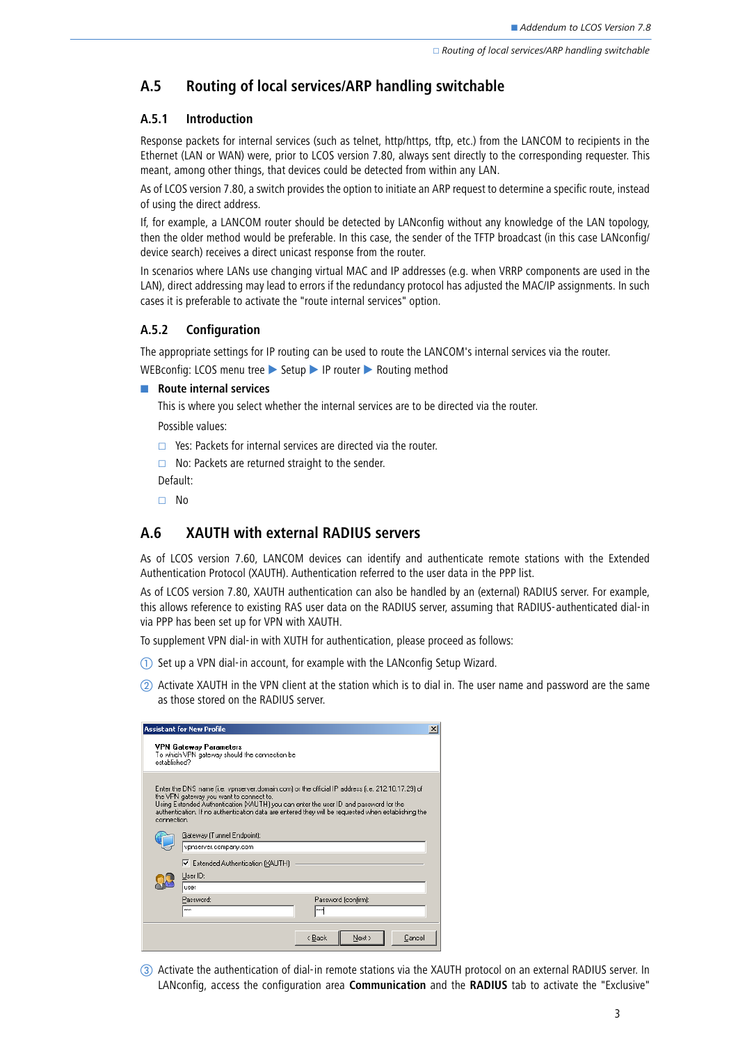## A.5 Routing of local services/ARP handling switchable

### A.5.1 Introduction

Response packets for internal services (such as telnet, http/https, tftp, etc.) from the LANCOM to recipients in the Ethernet (LAN or WAN) were, prior to LCOS version 7.80, always sent directly to the corresponding requester. This meant, among other things, that devices could be detected from within any LAN.

As of LCOS version 7.80, a switch provides the option to initiate an ARP request to determine a specific route, instead of using the direct address.

If, for example, a LANCOM router should be detected by LANconfig without any knowledge of the LAN topology, then the older method would be preferable. In this case, the sender of the TFTP broadcast (in this case LANconfig/ device search) receives a direct unicast response from the router.

In scenarios where LANs use changing virtual MAC and IP addresses (e.g. when VRRP components are used in the LAN), direct addressing may lead to errors if the redundancy protocol has adjusted the MAC/IP assignments. In such cases it is preferable to activate the "route internal services" option.

### A.5.2 Configuration

The appropriate settings for IP routing can be used to route the LANCOM's internal services via the router.

WEBconfig: LCOS menu tree ▶ Setup ▶ IP router ▶ Routing method

- **Route internal services**

  This is where you select whether the internal services are to be directed via the router.

  Possible values:

  - Yes: Packets for internal services are directed via the router.
  - No: Packets are returned straight to the sender.

  Default:

  - No

## A.6 XAUTH with external RADIUS servers

As of LCOS version 7.60, LANCOM devices can identify and authenticate remote stations with the Extended Authentication Protocol (XAUTH). Authentication referred to the user data in the PPP list.

As of LCOS version 7.80, XAUTH authentication can also be handled by an (external) RADIUS server. For example, this allows reference to existing RAS user data on the RADIUS server, assuming that RADIUS-authenticated dial-in via PPP has been set up for VPN with XAUTH.

To supplement VPN dial-in with XUTH for authentication, please proceed as follows:

1. Set up a VPN dial-in account, for example with the LANconfig Setup Wizard.
2. Activate XAUTH in the VPN client at the station which is to dial in. The user name and password are the same as those stored on the RADIUS server.

3. Activate the authentication of dial-in remote stations via the XAUTH protocol on an external RADIUS server. In LANconfig, access the configuration area **Communication** and the **RADIUS** tab to activate the "Exclusive"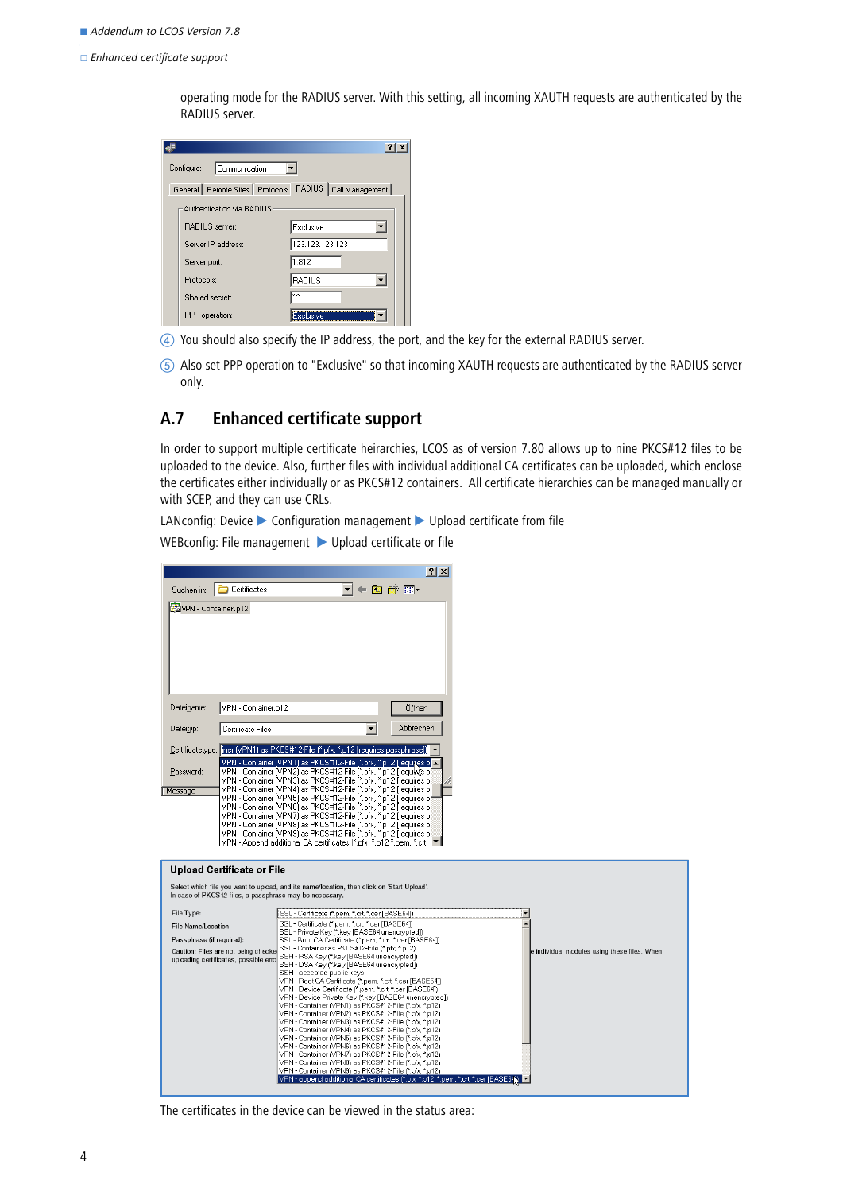operating mode for the RADIUS server. With this setting, all incoming XAUTH requests are authenticated by the RADIUS server.

④ You should also specify the IP address, the port, and the key for the external RADIUS server.

⑤ Also set PPP operation to "Exclusive" so that incoming XAUTH requests are authenticated by the RADIUS server only.

## A.7 Enhanced certificate support

In order to support multiple certificate heirarchies, LCOS as of version 7.80 allows up to nine PKCS#12 files to be uploaded to the device. Also, further files with individual additional CA certificates can be uploaded, which enclose the certificates either individually or as PKCS#12 containers. All certificate hierarchies can be managed manually or with SCEP, and they can use CRLs.

LANconfig: Device ▶ Configuration management ▶ Upload certificate from file

WEBconfig: File management ▶ Upload certificate or file

The certificates in the device can be viewed in the status area: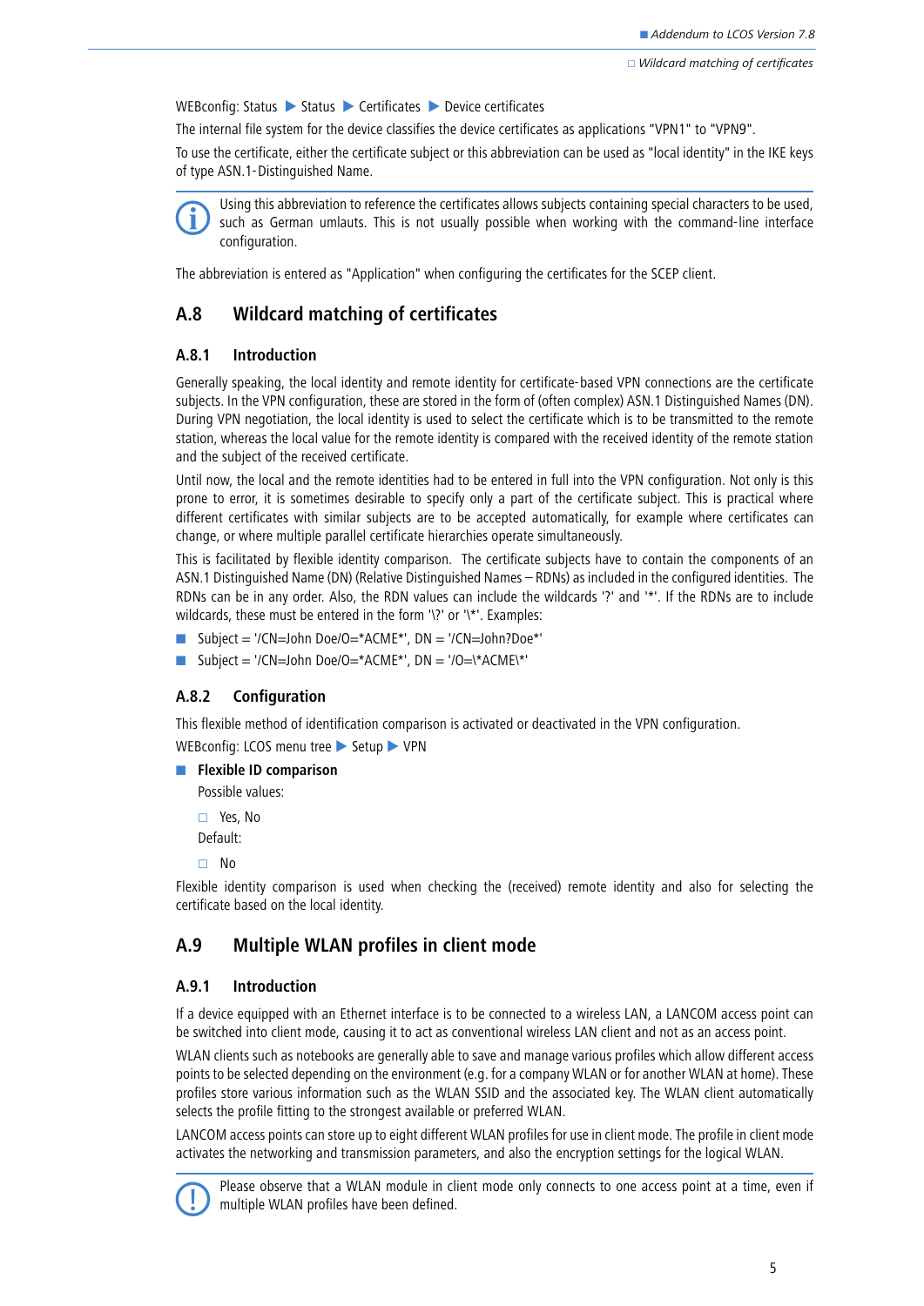WEBconfig: Status ▶ Status ▶ Certificates ▶ Device certificates

The internal file system for the device classifies the device certificates as applications "VPN1" to "VPN9".

To use the certificate, either the certificate subject or this abbreviation can be used as "local identity" in the IKE keys of type ASN.1-Distinguished Name.

> Using this abbreviation to reference the certificates allows subjects containing special characters to be used, such as German umlauts. This is not usually possible when working with the command-line interface configuration.

The abbreviation is entered as "Application" when configuring the certificates for the SCEP client.

## A.8 Wildcard matching of certificates

### A.8.1 Introduction

Generally speaking, the local identity and remote identity for certificate-based VPN connections are the certificate subjects. In the VPN configuration, these are stored in the form of (often complex) ASN.1 Distinguished Names (DN). During VPN negotiation, the local identity is used to select the certificate which is to be transmitted to the remote station, whereas the local value for the remote identity is compared with the received identity of the remote station and the subject of the received certificate.

Until now, the local and the remote identities had to be entered in full into the VPN configuration. Not only is this prone to error, it is sometimes desirable to specify only a part of the certificate subject. This is practical where different certificates with similar subjects are to be accepted automatically, for example where certificates can change, or where multiple parallel certificate hierarchies operate simultaneously.

This is facilitated by flexible identity comparison. The certificate subjects have to contain the components of an ASN.1 Distinguished Name (DN) (Relative Distinguished Names – RDNs) as included in the configured identities. The RDNs can be in any order. Also, the RDN values can include the wildcards '?' and '*'. If the RDNs are to include wildcards, these must be entered in the form '\?' or '\*'. Examples:

- Subject = '/CN=John Doe/O=*ACME*', DN = '/CN=John?Doe*'
- Subject = '/CN=John Doe/O=*ACME*', DN = '/O=\*ACME\*'

### A.8.2 Configuration

This flexible method of identification comparison is activated or deactivated in the VPN configuration.

WEBconfig: LCOS menu tree ▶ Setup ▶ VPN

- **Flexible ID comparison**

  Possible values:

  - Yes, No

  Default:

  - No

Flexible identity comparison is used when checking the (received) remote identity and also for selecting the certificate based on the local identity.

## A.9 Multiple WLAN profiles in client mode

### A.9.1 Introduction

If a device equipped with an Ethernet interface is to be connected to a wireless LAN, a LANCOM access point can be switched into client mode, causing it to act as conventional wireless LAN client and not as an access point.

WLAN clients such as notebooks are generally able to save and manage various profiles which allow different access points to be selected depending on the environment (e.g. for a company WLAN or for another WLAN at home). These profiles store various information such as the WLAN SSID and the associated key. The WLAN client automatically selects the profile fitting to the strongest available or preferred WLAN.

LANCOM access points can store up to eight different WLAN profiles for use in client mode. The profile in client mode activates the networking and transmission parameters, and also the encryption settings for the logical WLAN.

> Please observe that a WLAN module in client mode only connects to one access point at a time, even if multiple WLAN profiles have been defined.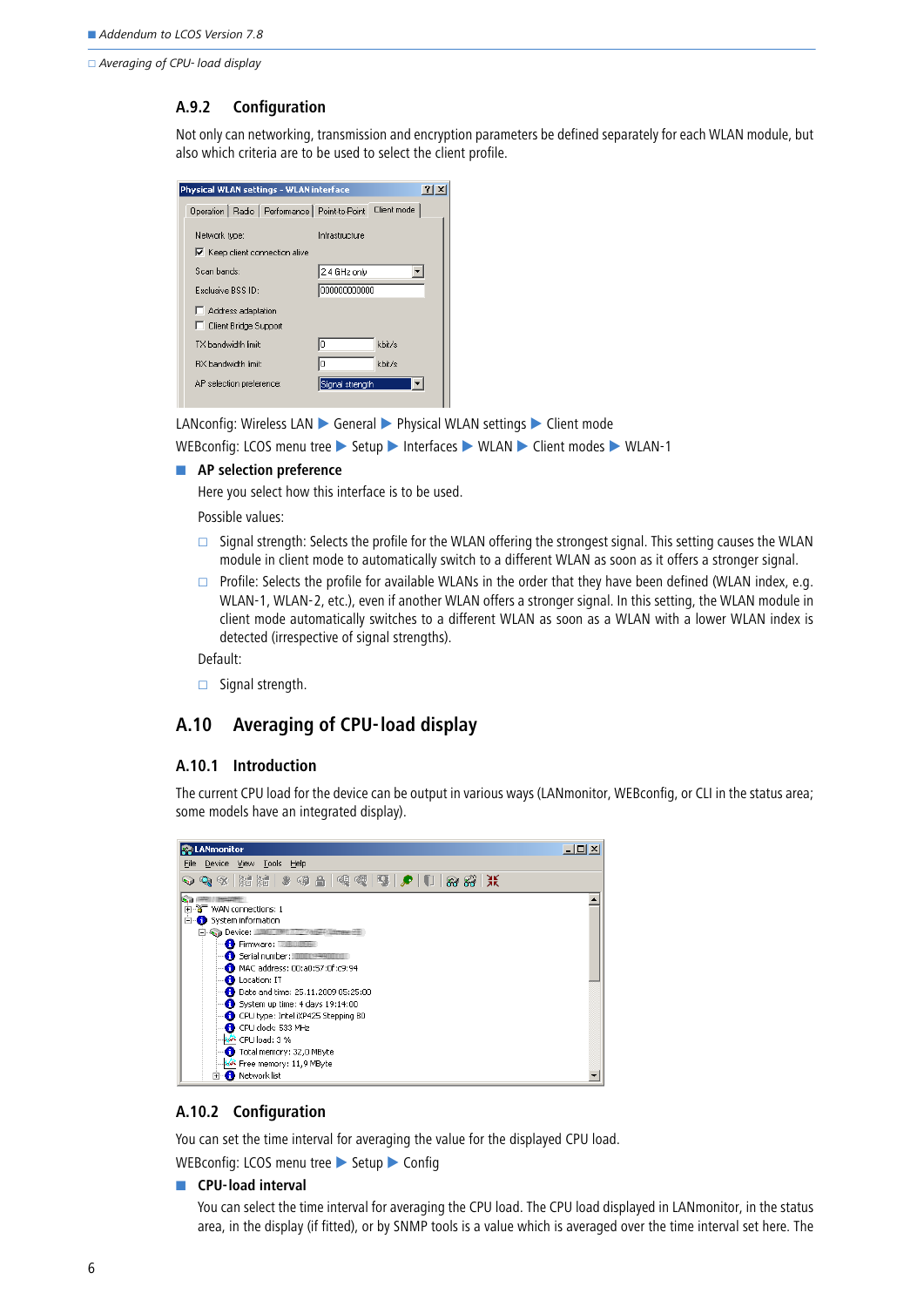### A.9.2 Configuration

Not only can networking, transmission and encryption parameters be defined separately for each WLAN module, but also which criteria are to be used to select the client profile.

LANconfig: Wireless LAN ▶ General ▶ Physical WLAN settings ▶ Client mode

WEBconfig: LCOS menu tree ▶ Setup ▶ Interfaces ▶ WLAN ▶ Client modes ▶ WLAN-1

- **AP selection preference**

  Here you select how this interface is to be used.

  Possible values:

  - Signal strength: Selects the profile for the WLAN offering the strongest signal. This setting causes the WLAN module in client mode to automatically switch to a different WLAN as soon as it offers a stronger signal.
  - Profile: Selects the profile for available WLANs in the order that they have been defined (WLAN index, e.g. WLAN-1, WLAN-2, etc.), even if another WLAN offers a stronger signal. In this setting, the WLAN module in client mode automatically switches to a different WLAN as soon as a WLAN with a lower WLAN index is detected (irrespective of signal strengths).

  Default:

  - Signal strength.

## A.10 Averaging of CPU-load display

### A.10.1 Introduction

The current CPU load for the device can be output in various ways (LANmonitor, WEBconfig, or CLI in the status area; some models have an integrated display).

### A.10.2 Configuration

You can set the time interval for averaging the value for the displayed CPU load.

WEBconfig: LCOS menu tree ▶ Setup ▶ Config

- **CPU-load interval**

  You can select the time interval for averaging the CPU load. The CPU load displayed in LANmonitor, in the status area, in the display (if fitted), or by SNMP tools is a value which is averaged over the time interval set here. The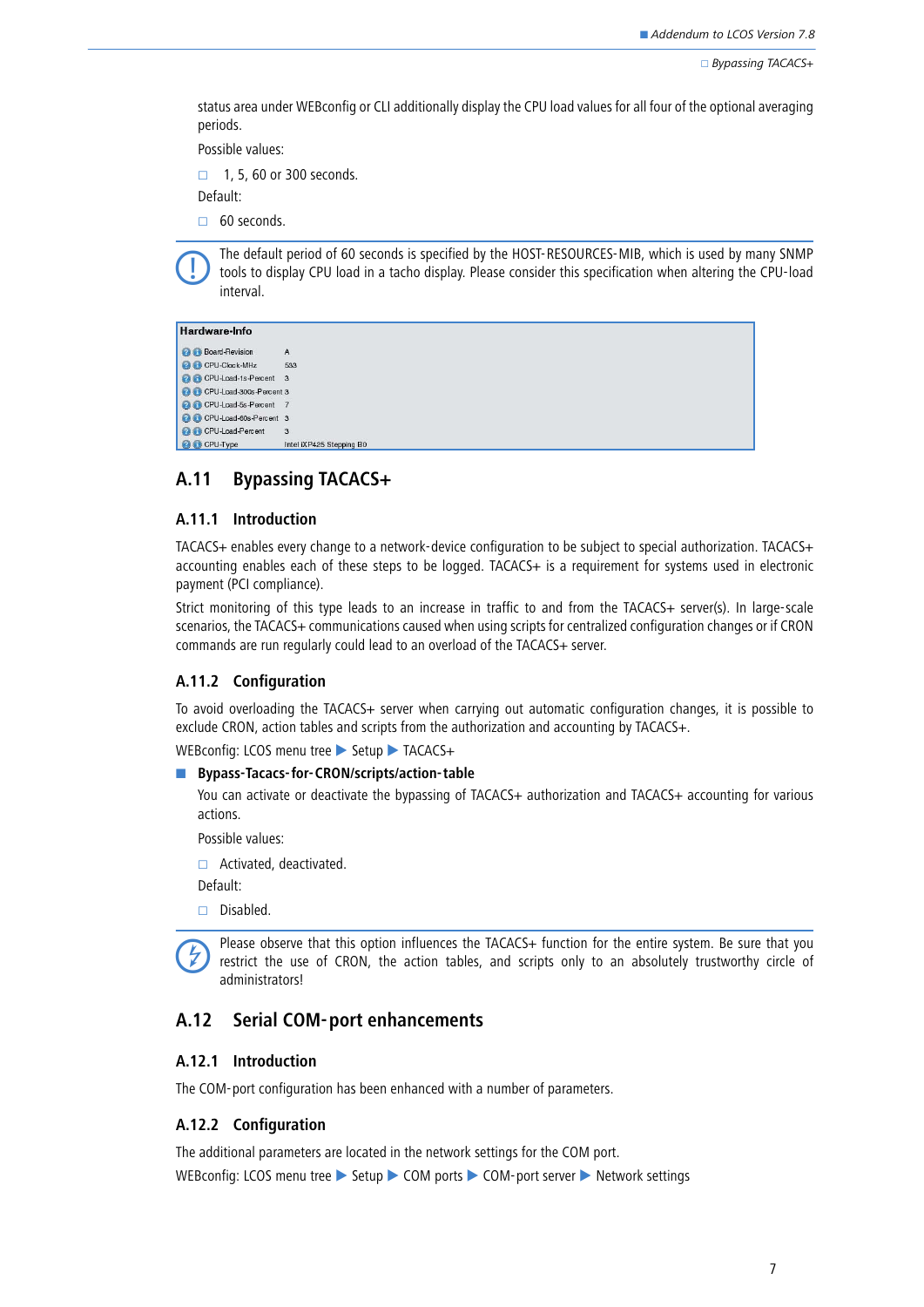status area under WEBconfig or CLI additionally display the CPU load values for all four of the optional averaging periods.

Possible values:

- 1, 5, 60 or 300 seconds.

Default:

- 60 seconds.

The default period of 60 seconds is specified by the HOST-RESOURCES-MIB, which is used by many SNMP tools to display CPU load in a tacho display. Please consider this specification when altering the CPU-load interval.

**Hardware-Info**

| | |
|---|---|
| Board-Revision | A |
| CPU-Clock-MHz | 533 |
| CPU-Load-1s-Percent | 3 |
| CPU-Load-300s-Percent | 3 |
| CPU-Load-5s-Percent | 7 |
| CPU-Load-60s-Percent | 3 |
| CPU-Load-Percent | 3 |
| CPU-Type | Intel IXP425 Stepping B0 |

## A.11 Bypassing TACACS+

### A.11.1 Introduction

TACACS+ enables every change to a network-device configuration to be subject to special authorization. TACACS+ accounting enables each of these steps to be logged. TACACS+ is a requirement for systems used in electronic payment (PCI compliance).

Strict monitoring of this type leads to an increase in traffic to and from the TACACS+ server(s). In large-scale scenarios, the TACACS+ communications caused when using scripts for centralized configuration changes or if CRON commands are run regularly could lead to an overload of the TACACS+ server.

### A.11.2 Configuration

To avoid overloading the TACACS+ server when carrying out automatic configuration changes, it is possible to exclude CRON, action tables and scripts from the authorization and accounting by TACACS+.

WEBconfig: LCOS menu tree ▶ Setup ▶ TACACS+

- **Bypass-Tacacs-for-CRON/scripts/action-table**

  You can activate or deactivate the bypassing of TACACS+ authorization and TACACS+ accounting for various actions.

  Possible values:

  - Activated, deactivated.

  Default:

  - Disabled.

Please observe that this option influences the TACACS+ function for the entire system. Be sure that you restrict the use of CRON, the action tables, and scripts only to an absolutely trustworthy circle of administrators!

## A.12 Serial COM-port enhancements

### A.12.1 Introduction

The COM-port configuration has been enhanced with a number of parameters.

### A.12.2 Configuration

The additional parameters are located in the network settings for the COM port.

WEBconfig: LCOS menu tree ▶ Setup ▶ COM ports ▶ COM-port server ▶ Network settings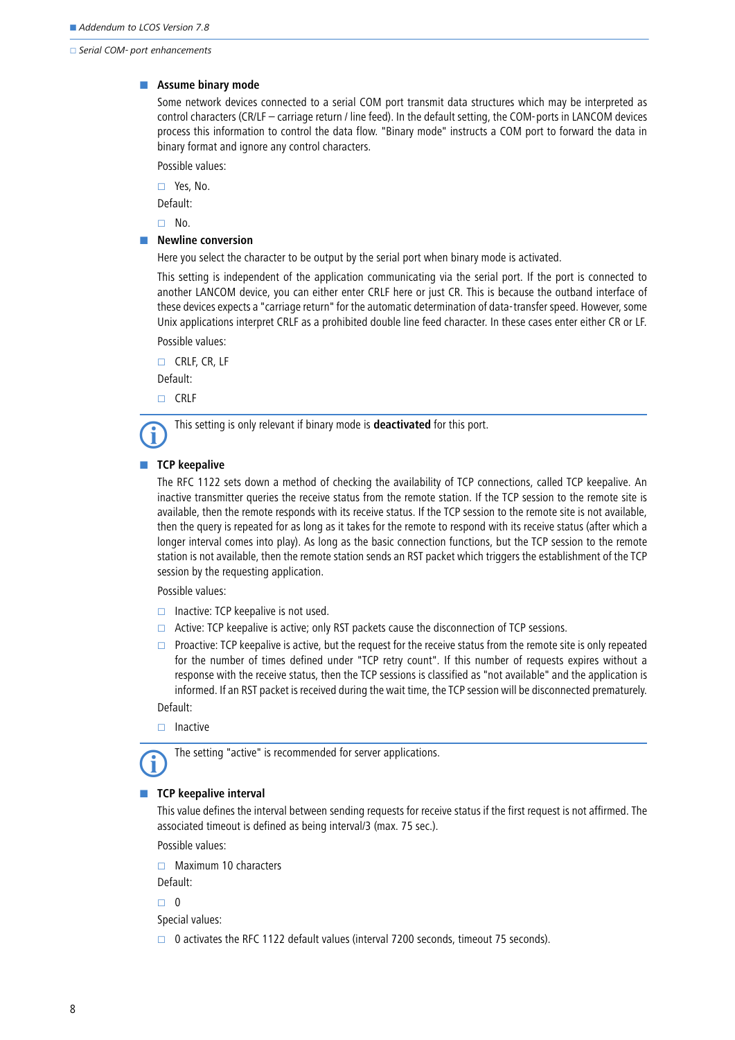- **Assume binary mode**

  Some network devices connected to a serial COM port transmit data structures which may be interpreted as control characters (CR/LF – carriage return / line feed). In the default setting, the COM-ports in LANCOM devices process this information to control the data flow. "Binary mode" instructs a COM port to forward the data in binary format and ignore any control characters.

  Possible values:

  - Yes, No.

  Default:

  - No.

- **Newline conversion**

  Here you select the character to be output by the serial port when binary mode is activated.

  This setting is independent of the application communicating via the serial port. If the port is connected to another LANCOM device, you can either enter CRLF here or just CR. This is because the outband interface of these devices expects a "carriage return" for the automatic determination of data-transfer speed. However, some Unix applications interpret CRLF as a prohibited double line feed character. In these cases enter either CR or LF.

  Possible values:

  - CRLF, CR, LF

  Default:

  - CRLF

  This setting is only relevant if binary mode is **deactivated** for this port.

- **TCP keepalive**

  The RFC 1122 sets down a method of checking the availability of TCP connections, called TCP keepalive. An inactive transmitter queries the receive status from the remote station. If the TCP session to the remote site is available, then the remote responds with its receive status. If the TCP session to the remote site is not available, then the query is repeated for as long as it takes for the remote to respond with its receive status (after which a longer interval comes into play). As long as the basic connection functions, but the TCP session to the remote station is not available, then the remote station sends an RST packet which triggers the establishment of the TCP session by the requesting application.

  Possible values:

  - Inactive: TCP keepalive is not used.
  - Active: TCP keepalive is active; only RST packets cause the disconnection of TCP sessions.
  - Proactive: TCP keepalive is active, but the request for the receive status from the remote site is only repeated for the number of times defined under "TCP retry count". If this number of requests expires without a response with the receive status, then the TCP sessions is classified as "not available" and the application is informed. If an RST packet is received during the wait time, the TCP session will be disconnected prematurely.

  Default:

  - Inactive

  The setting "active" is recommended for server applications.

- **TCP keepalive interval**

  This value defines the interval between sending requests for receive status if the first request is not affirmed. The associated timeout is defined as being interval/3 (max. 75 sec.).

  Possible values:

  - Maximum 10 characters

  Default:

  - 0

  Special values:

  - 0 activates the RFC 1122 default values (interval 7200 seconds, timeout 75 seconds).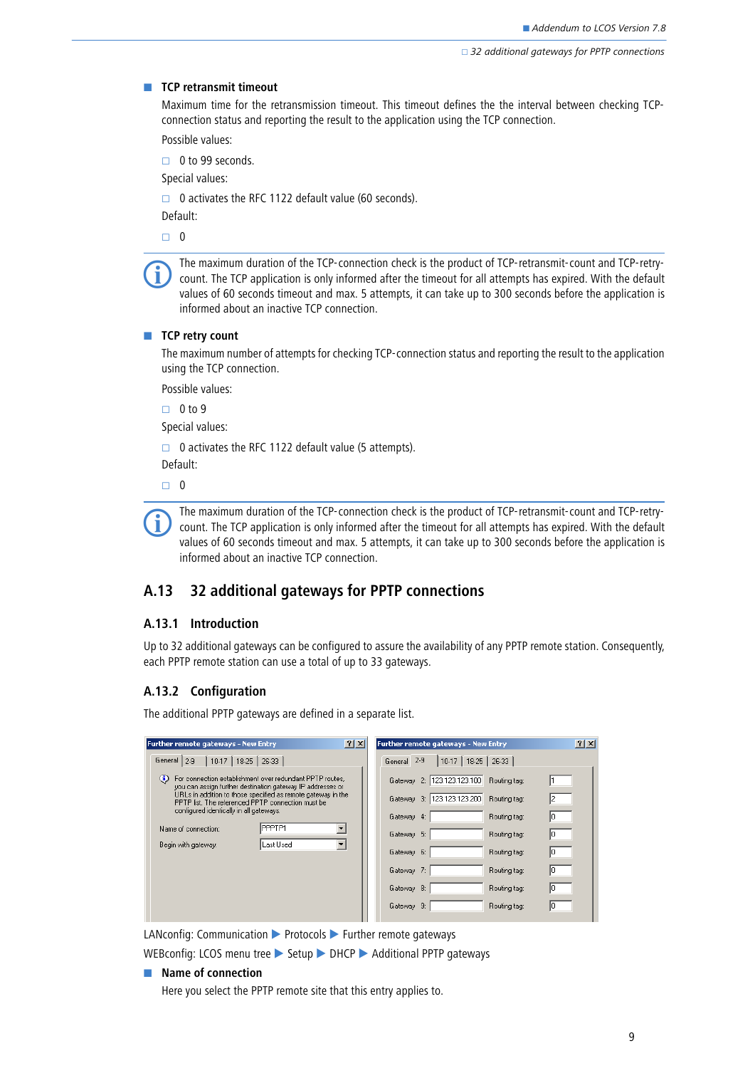- **TCP retransmit timeout**

  Maximum time for the retransmission timeout. This timeout defines the the interval between checking TCP-connection status and reporting the result to the application using the TCP connection.

  Possible values:

  - 0 to 99 seconds.

  Special values:

  - 0 activates the RFC 1122 default value (60 seconds).

  Default:

  - 0

> The maximum duration of the TCP-connection check is the product of TCP-retransmit-count and TCP-retry-count. The TCP application is only informed after the timeout for all attempts has expired. With the default values of 60 seconds timeout and max. 5 attempts, it can take up to 300 seconds before the application is informed about an inactive TCP connection.

- **TCP retry count**

  The maximum number of attempts for checking TCP-connection status and reporting the result to the application using the TCP connection.

  Possible values:

  - 0 to 9

  Special values:

  - 0 activates the RFC 1122 default value (5 attempts).

  Default:

  - 0

> The maximum duration of the TCP-connection check is the product of TCP-retransmit-count and TCP-retry-count. The TCP application is only informed after the timeout for all attempts has expired. With the default values of 60 seconds timeout and max. 5 attempts, it can take up to 300 seconds before the application is informed about an inactive TCP connection.

## A.13 32 additional gateways for PPTP connections

### A.13.1 Introduction

Up to 32 additional gateways can be configured to assure the availability of any PPTP remote station. Consequently, each PPTP remote station can use a total of up to 33 gateways.

### A.13.2 Configuration

The additional PPTP gateways are defined in a separate list.

LANconfig: Communication ▶ Protocols ▶ Further remote gateways

WEBconfig: LCOS menu tree ▶ Setup ▶ DHCP ▶ Additional PPTP gateways

- **Name of connection**

  Here you select the PPTP remote site that this entry applies to.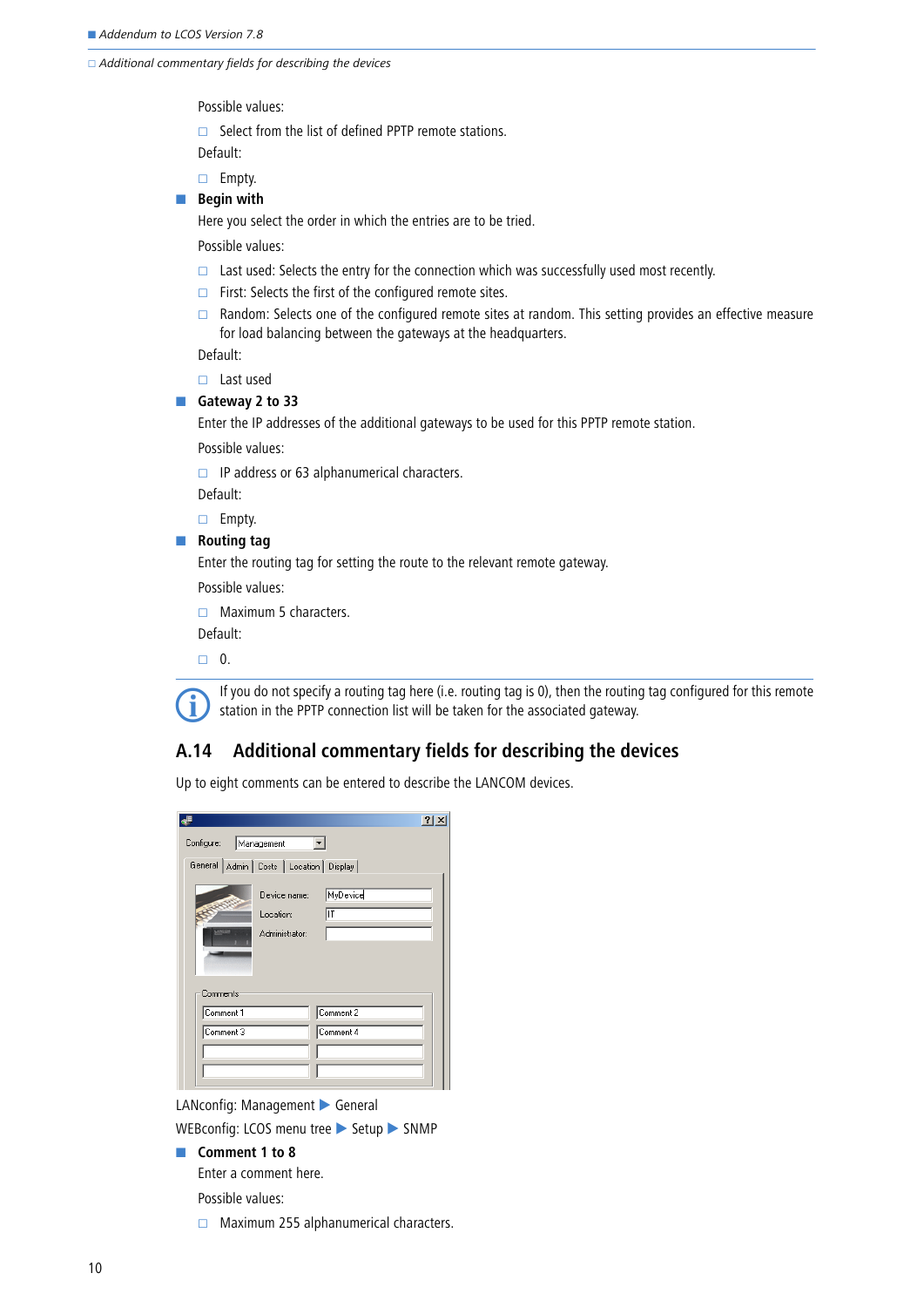Possible values:

- Select from the list of defined PPTP remote stations.

Default:

- Empty.

- **Begin with**

  Here you select the order in which the entries are to be tried.

  Possible values:

  - Last used: Selects the entry for the connection which was successfully used most recently.
  - First: Selects the first of the configured remote sites.
  - Random: Selects one of the configured remote sites at random. This setting provides an effective measure for load balancing between the gateways at the headquarters.

  Default:

  - Last used

- **Gateway 2 to 33**

  Enter the IP addresses of the additional gateways to be used for this PPTP remote station.

  Possible values:

  - IP address or 63 alphanumerical characters.

  Default:

  - Empty.

- **Routing tag**

  Enter the routing tag for setting the route to the relevant remote gateway.

  Possible values:

  - Maximum 5 characters.

  Default:

  - 0.

> If you do not specify a routing tag here (i.e. routing tag is 0), then the routing tag configured for this remote station in the PPTP connection list will be taken for the associated gateway.

## A.14 Additional commentary fields for describing the devices

Up to eight comments can be entered to describe the LANCOM devices.

LANconfig: Management ▶ General

WEBconfig: LCOS menu tree ▶ Setup ▶ SNMP

- **Comment 1 to 8**

  Enter a comment here.

  Possible values:

  - Maximum 255 alphanumerical characters.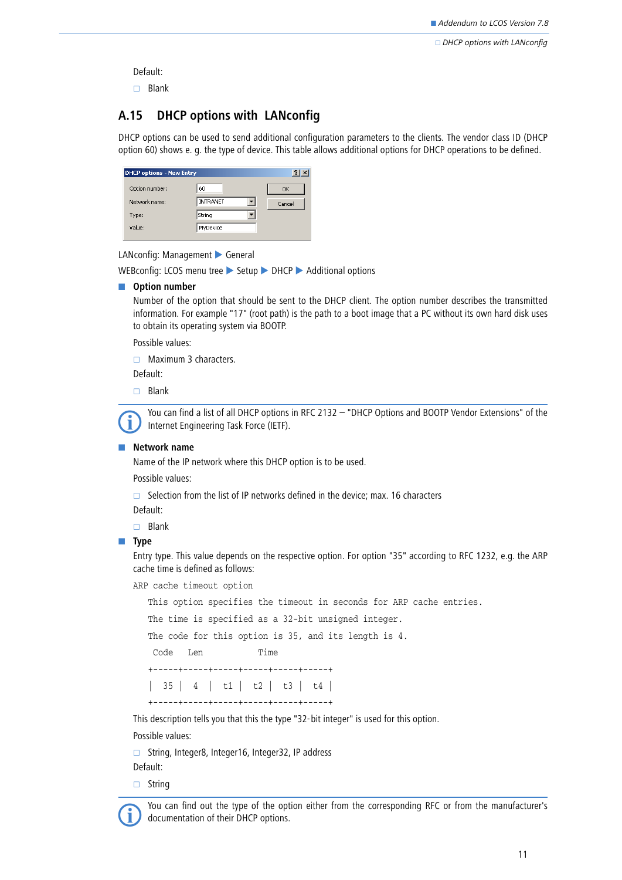Default:

- Blank

## A.15 DHCP options with LANconfig

DHCP options can be used to send additional configuration parameters to the clients. The vendor class ID (DHCP option 60) shows e. g. the type of device. This table allows additional options for DHCP operations to be defined.

LANconfig: Management ▶ General

WEBconfig: LCOS menu tree ▶ Setup ▶ DHCP ▶ Additional options

- **Option number**

  Number of the option that should be sent to the DHCP client. The option number describes the transmitted information. For example "17" (root path) is the path to a boot image that a PC without its own hard disk uses to obtain its operating system via BOOTP.

  Possible values:

  - Maximum 3 characters.

  Default:

  - Blank

You can find a list of all DHCP options in RFC 2132 – "DHCP Options and BOOTP Vendor Extensions" of the Internet Engineering Task Force (IETF).

- **Network name**

  Name of the IP network where this DHCP option is to be used.

  Possible values:

  - Selection from the list of IP networks defined in the device; max. 16 characters

  Default:

  - Blank

- **Type**

  Entry type. This value depends on the respective option. For option "35" according to RFC 1232, e.g. the ARP cache time is defined as follows:

```
ARP cache timeout option

   This option specifies the timeout in seconds for ARP cache entries.
   The time is specified as a 32-bit unsigned integer.
   The code for this option is 35, and its length is 4.
    Code   Len          Time
   +-----+-----+-----+-----+-----+-----+
   |  35 |  4  |  t1 |  t2 |  t3 |  t4 |
   +-----+-----+-----+-----+-----+-----+
```

  This description tells you that this the type "32-bit integer" is used for this option.

  Possible values:

  - String, Integer8, Integer16, Integer32, IP address

  Default:

  - String

You can find out the type of the option either from the corresponding RFC or from the manufacturer's documentation of their DHCP options.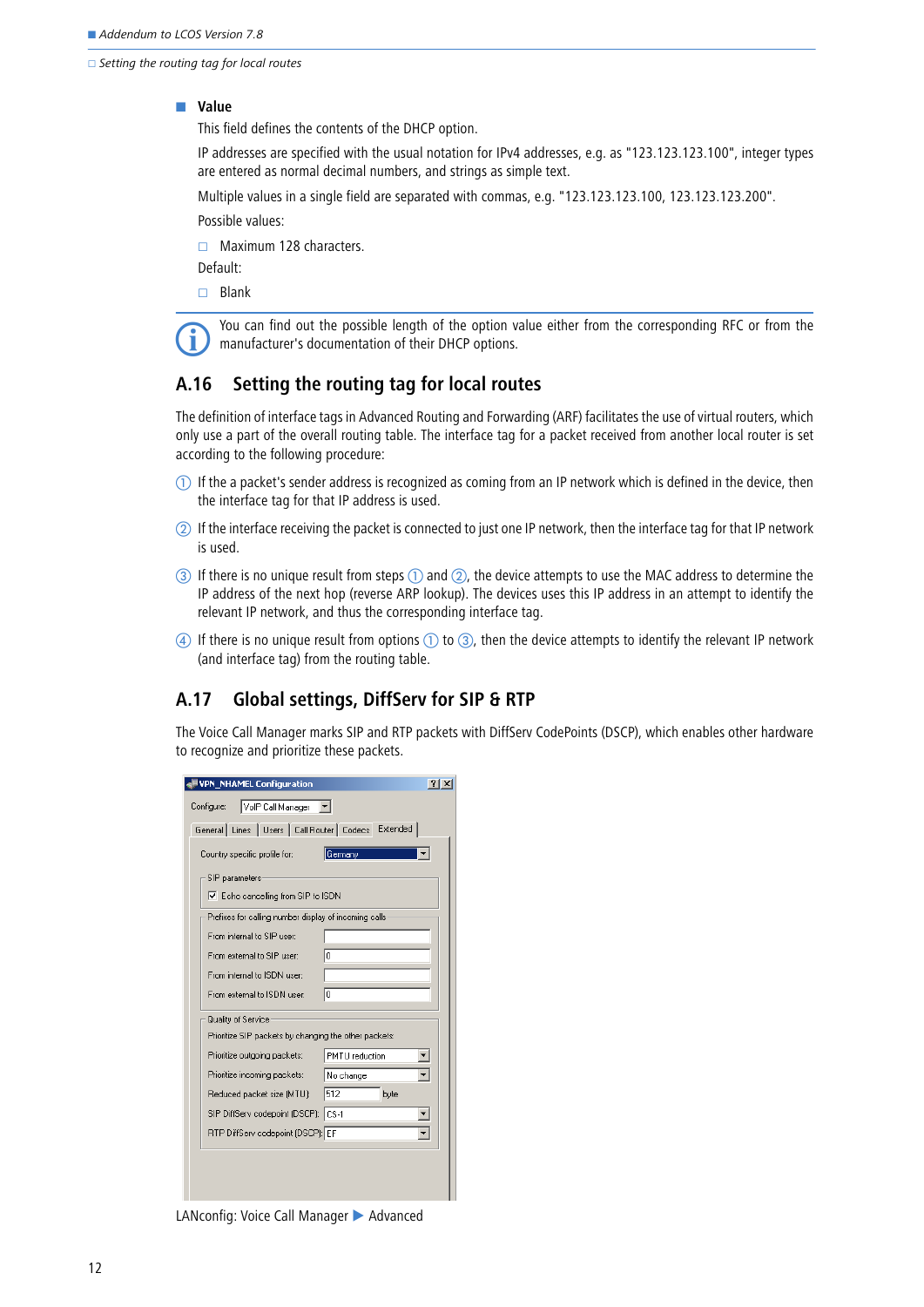- **Value**

  This field defines the contents of the DHCP option.

  IP addresses are specified with the usual notation for IPv4 addresses, e.g. as "123.123.123.100", integer types are entered as normal decimal numbers, and strings as simple text.

  Multiple values in a single field are separated with commas, e.g. "123.123.123.100, 123.123.123.200".

  Possible values:

  - Maximum 128 characters.

  Default:

  - Blank

You can find out the possible length of the option value either from the corresponding RFC or from the manufacturer's documentation of their DHCP options.

## A.16 Setting the routing tag for local routes

The definition of interface tags in Advanced Routing and Forwarding (ARF) facilitates the use of virtual routers, which only use a part of the overall routing table. The interface tag for a packet received from another local router is set according to the following procedure:

① If the a packet's sender address is recognized as coming from an IP network which is defined in the device, then the interface tag for that IP address is used.

② If the interface receiving the packet is connected to just one IP network, then the interface tag for that IP network is used.

③ If there is no unique result from steps ① and ②, the device attempts to use the MAC address to determine the IP address of the next hop (reverse ARP lookup). The devices uses this IP address in an attempt to identify the relevant IP network, and thus the corresponding interface tag.

④ If there is no unique result from options ① to ③, then the device attempts to identify the relevant IP network (and interface tag) from the routing table.

## A.17 Global settings, DiffServ for SIP & RTP

The Voice Call Manager marks SIP and RTP packets with DiffServ CodePoints (DSCP), which enables other hardware to recognize and prioritize these packets.

LANconfig: Voice Call Manager ▶ Advanced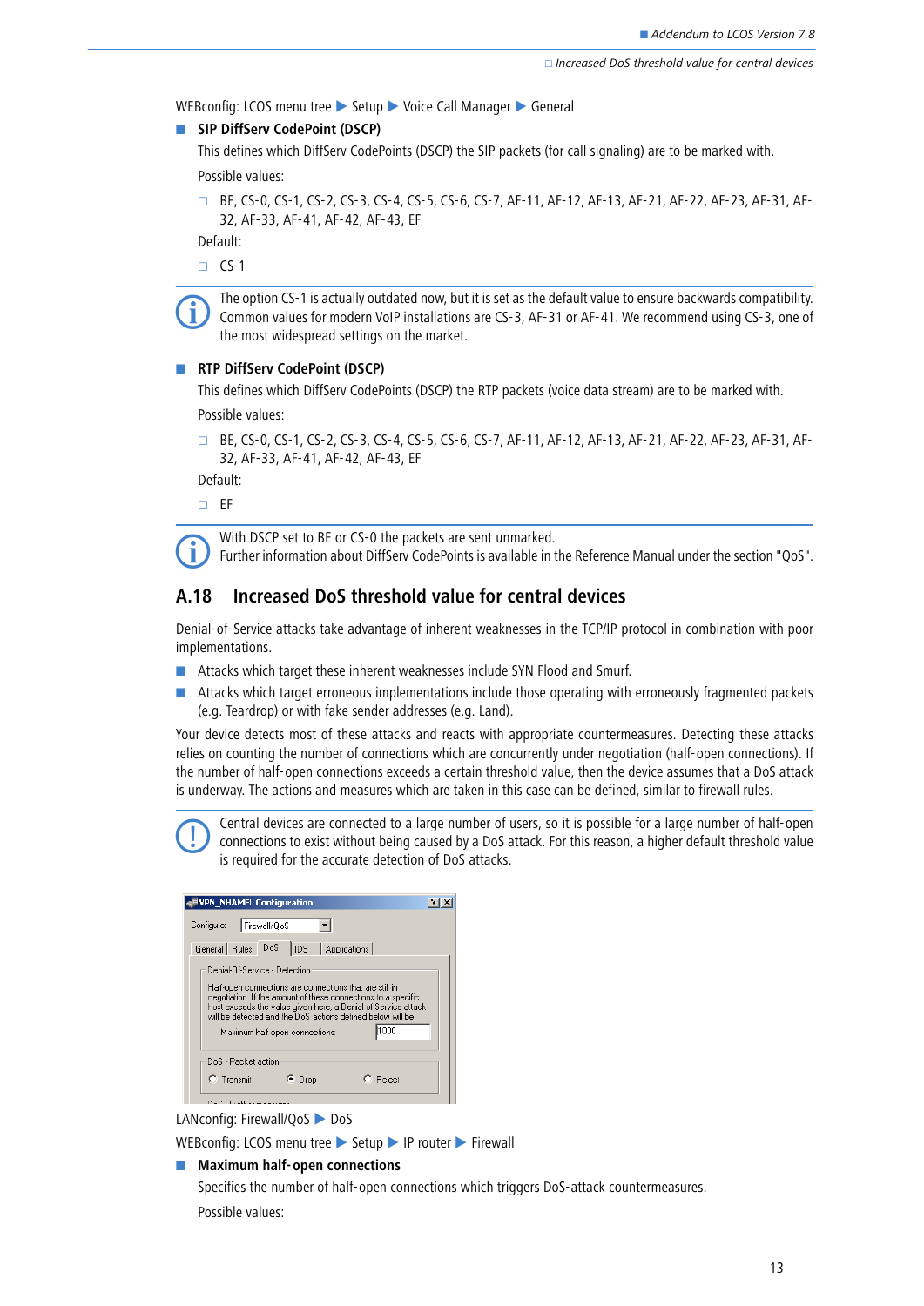WEBconfig: LCOS menu tree ▶ Setup ▶ Voice Call Manager ▶ General

- **SIP DiffServ CodePoint (DSCP)**

  This defines which DiffServ CodePoints (DSCP) the SIP packets (for call signaling) are to be marked with.

  Possible values:

  - BE, CS-0, CS-1, CS-2, CS-3, CS-4, CS-5, CS-6, CS-7, AF-11, AF-12, AF-13, AF-21, AF-22, AF-23, AF-31, AF-32, AF-33, AF-41, AF-42, AF-43, EF

  Default:

  - CS-1

> The option CS-1 is actually outdated now, but it is set as the default value to ensure backwards compatibility. Common values for modern VoIP installations are CS-3, AF-31 or AF-41. We recommend using CS-3, one of the most widespread settings on the market.

- **RTP DiffServ CodePoint (DSCP)**

  This defines which DiffServ CodePoints (DSCP) the RTP packets (voice data stream) are to be marked with.

  Possible values:

  - BE, CS-0, CS-1, CS-2, CS-3, CS-4, CS-5, CS-6, CS-7, AF-11, AF-12, AF-13, AF-21, AF-22, AF-23, AF-31, AF-32, AF-33, AF-41, AF-42, AF-43, EF

  Default:

  - EF

> With DSCP set to BE or CS-0 the packets are sent unmarked.
> Further information about DiffServ CodePoints is available in the Reference Manual under the section "QoS".

## A.18 Increased DoS threshold value for central devices

Denial-of-Service attacks take advantage of inherent weaknesses in the TCP/IP protocol in combination with poor implementations.

- Attacks which target these inherent weaknesses include SYN Flood and Smurf.
- Attacks which target erroneous implementations include those operating with erroneously fragmented packets (e.g. Teardrop) or with fake sender addresses (e.g. Land).

Your device detects most of these attacks and reacts with appropriate countermeasures. Detecting these attacks relies on counting the number of connections which are concurrently under negotiation (half-open connections). If the number of half-open connections exceeds a certain threshold value, then the device assumes that a DoS attack is underway. The actions and measures which are taken in this case can be defined, similar to firewall rules.

> Central devices are connected to a large number of users, so it is possible for a large number of half-open connections to exist without being caused by a DoS attack. For this reason, a higher default threshold value is required for the accurate detection of DoS attacks.

LANconfig: Firewall/QoS ▶ DoS

WEBconfig: LCOS menu tree ▶ Setup ▶ IP router ▶ Firewall

- **Maximum half-open connections**

  Specifies the number of half-open connections which triggers DoS-attack countermeasures.

  Possible values: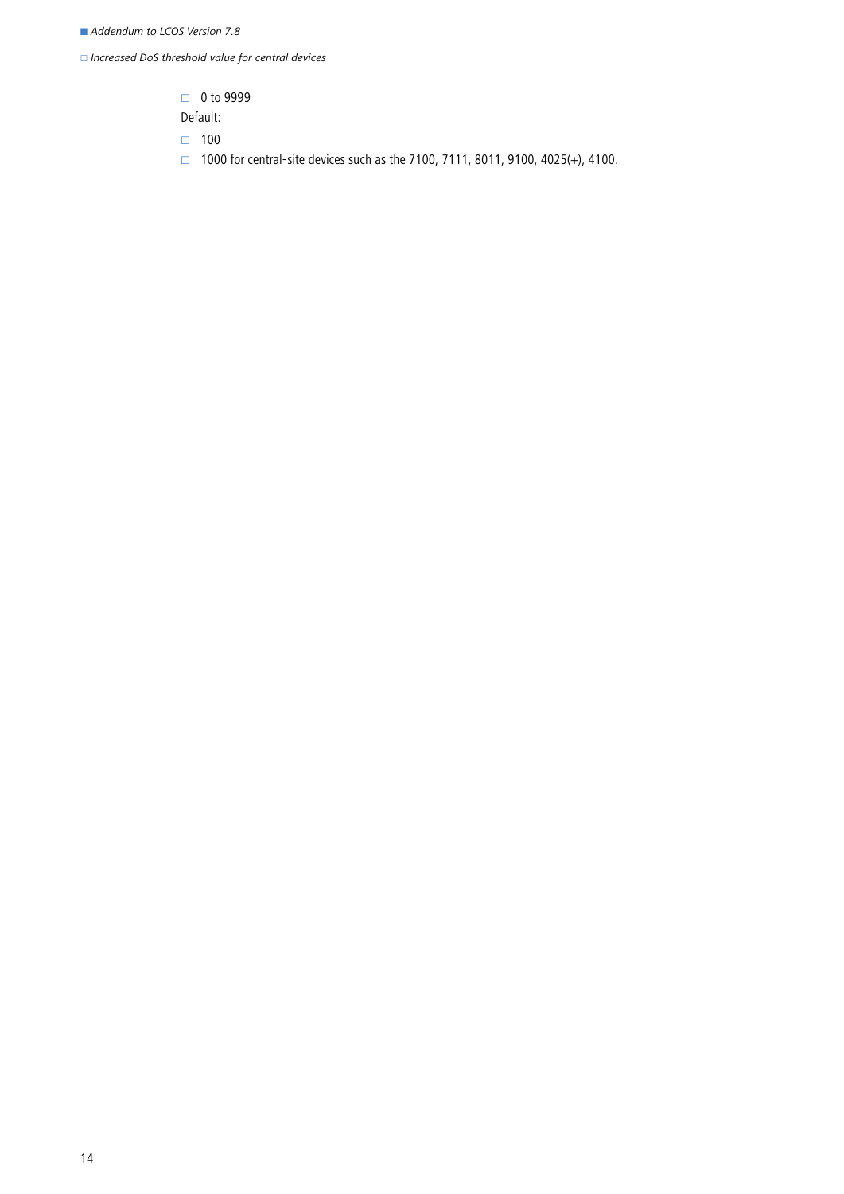- 0 to 9999

Default:

- 100
- 1000 for central-site devices such as the 7100, 7111, 8011, 9100, 4025(+), 4100.